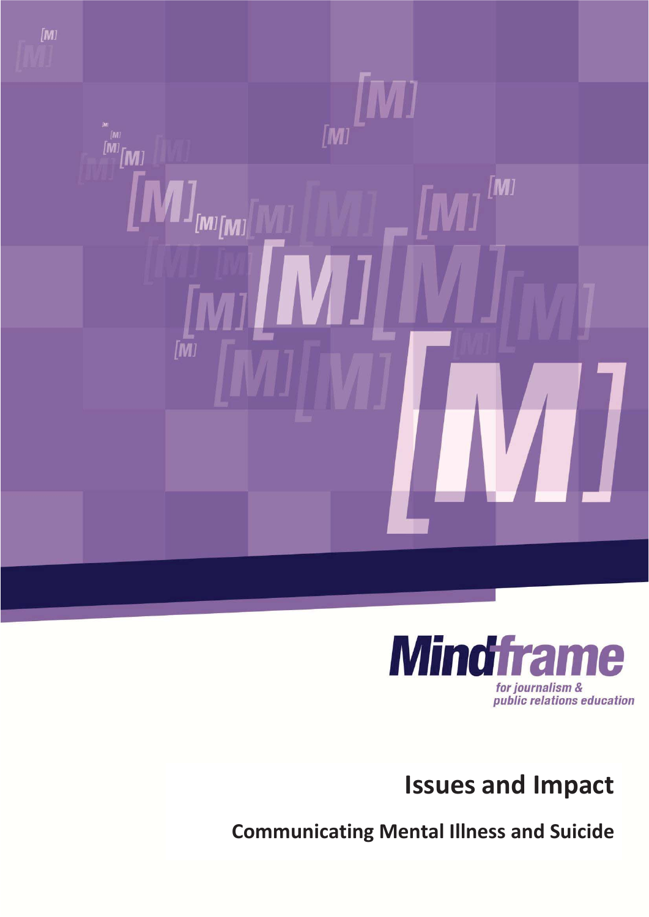**Mindframe**

*for journalism & public relations education*

# Issues and Impact

## Communicating Mental Illness and Suicide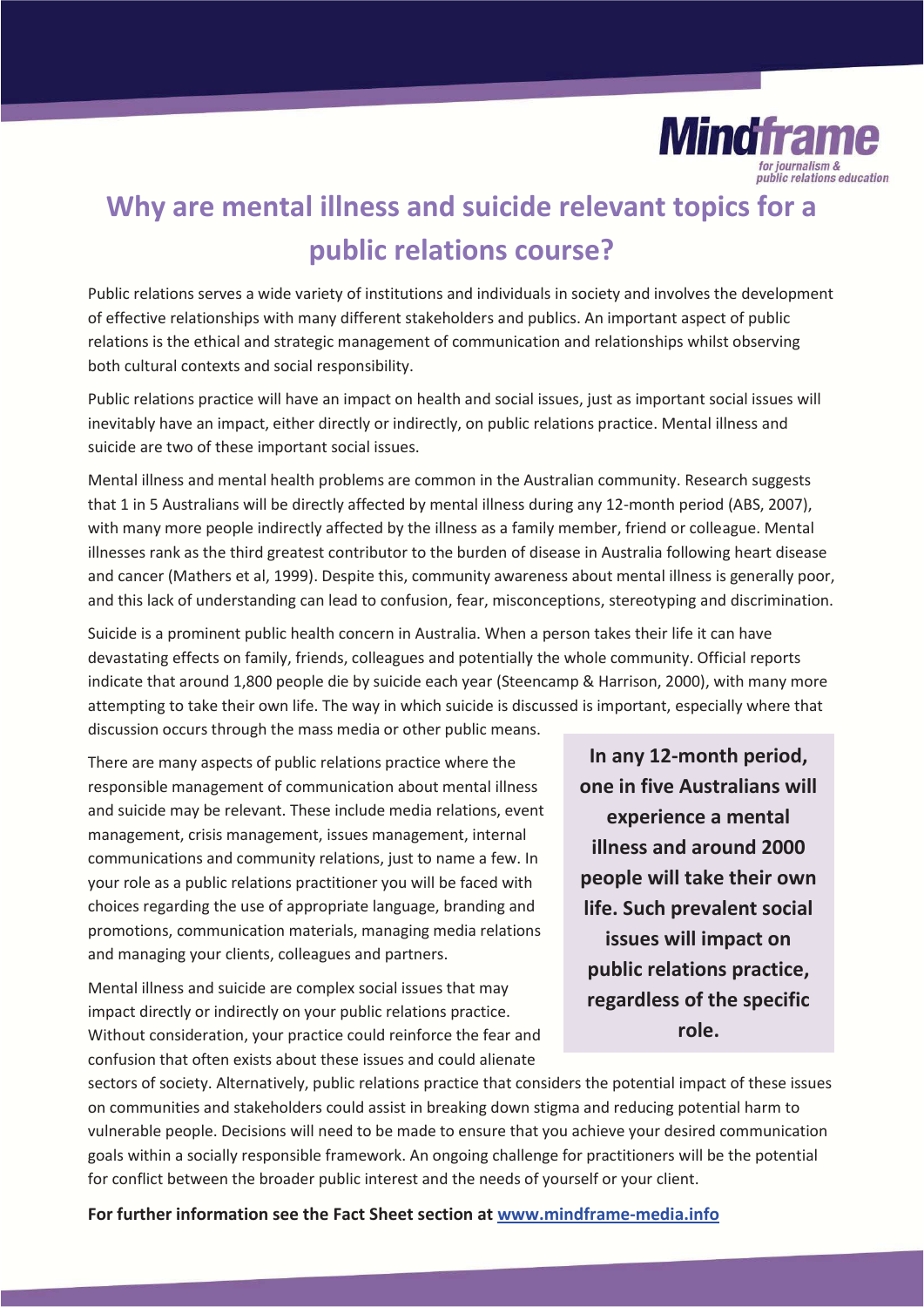# Why are mental illness and suicide relevant topics for a public relations course?

Public relations serves a wide variety of institutions and individuals in society and involves the development of effective relationships with many different stakeholders and publics. An important aspect of public relations is the ethical and strategic management of communication and relationships whilst observing both cultural contexts and social responsibility.

Public relations practice will have an impact on health and social issues, just as important social issues will inevitably have an impact, either directly or indirectly, on public relations practice. Mental illness and suicide are two of these important social issues.

Mental illness and mental health problems are common in the Australian community. Research suggests that 1 in 5 Australians will be directly affected by mental illness during any 12-month period (ABS, 2007), with many more people indirectly affected by the illness as a family member, friend or colleague. Mental illnesses rank as the third greatest contributor to the burden of disease in Australia following heart disease and cancer (Mathers et al, 1999). Despite this, community awareness about mental illness is generally poor, and this lack of understanding can lead to confusion, fear, misconceptions, stereotyping and discrimination.

Suicide is a prominent public health concern in Australia. When a person takes their life it can have devastating effects on family, friends, colleagues and potentially the whole community. Official reports indicate that around 1,800 people die by suicide each year (Steencamp & Harrison, 2000), with many more attempting to take their own life. The way in which suicide is discussed is important, especially where that discussion occurs through the mass media or other public means.

There are many aspects of public relations practice where the responsible management of communication about mental illness and suicide may be relevant. These include media relations, event management, crisis management, issues management, internal communications and community relations, just to name a few. In your role as a public relations practitioner you will be faced with choices regarding the use of appropriate language, branding and promotions, communication materials, managing media relations and managing your clients, colleagues and partners.

**In any 12-month period, one in five Australians will experience a mental illness and around 2000 people will take their own life. Such prevalent social issues will impact on public relations practice, regardless of the specific role.**

Mental illness and suicide are complex social issues that may impact directly or indirectly on your public relations practice. Without consideration, your practice could reinforce the fear and confusion that often exists about these issues and could alienate sectors of society. Alternatively, public relations practice that considers the potential impact of these issues on communities and stakeholders could assist in breaking down stigma and reducing potential harm to vulnerable people. Decisions will need to be made to ensure that you achieve your desired communication goals within a socially responsible framework. An ongoing challenge for practitioners will be the potential for conflict between the broader public interest and the needs of yourself or your client.

**For further information see the Fact Sheet section at [www.mindframe-media.info](http://www.mindframe-media.info)**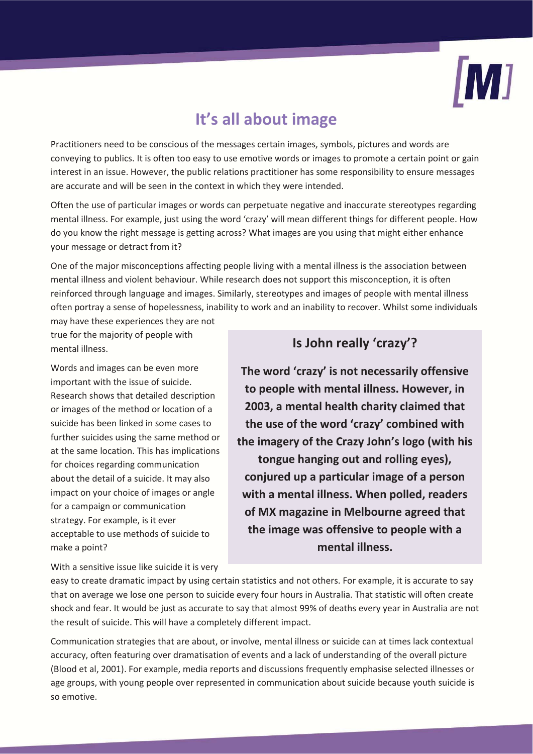# It's all about image

Practitioners need to be conscious of the messages certain images, symbols, pictures and words are conveying to publics. It is often too easy to use emotive words or images to promote a certain point or gain interest in an issue. However, the public relations practitioner has some responsibility to ensure messages are accurate and will be seen in the context in which they were intended.

Often the use of particular images or words can perpetuate negative and inaccurate stereotypes regarding mental illness. For example, just using the word 'crazy' will mean different things for different people. How do you know the right message is getting across? What images are you using that might either enhance your message or detract from it?

One of the major misconceptions affecting people living with a mental illness is the association between mental illness and violent behaviour. While research does not support this misconception, it is often reinforced through language and images. Similarly, stereotypes and images of people with mental illness often portray a sense of hopelessness, inability to work and an inability to recover. Whilst some individuals may have these experiences they are not true for the majority of people with mental illness.

Words and images can be even more important with the issue of suicide. Research shows that detailed description or images of the method or location of a suicide has been linked in some cases to further suicides using the same method or at the same location. This has implications for choices regarding communication about the detail of a suicide. It may also impact on your choice of images or angle for a campaign or communication strategy. For example, is it ever acceptable to use methods of suicide to make a point?

### Is John really 'crazy'?

**The word 'crazy' is not necessarily offensive to people with mental illness. However, in 2003, a mental health charity claimed that the use of the word 'crazy' combined with the imagery of the Crazy John's logo (with his tongue hanging out and rolling eyes), conjured up a particular image of a person with a mental illness. When polled, readers of MX magazine in Melbourne agreed that the image was offensive to people with a mental illness.**

With a sensitive issue like suicide it is very easy to create dramatic impact by using certain statistics and not others. For example, it is accurate to say that on average we lose one person to suicide every four hours in Australia. That statistic will often create shock and fear. It would be just as accurate to say that almost 99% of deaths every year in Australia are not the result of suicide. This will have a completely different impact.

Communication strategies that are about, or involve, mental illness or suicide can at times lack contextual accuracy, often featuring over dramatisation of events and a lack of understanding of the overall picture (Blood et al, 2001). For example, media reports and discussions frequently emphasise selected illnesses or age groups, with young people over represented in communication about suicide because youth suicide is so emotive.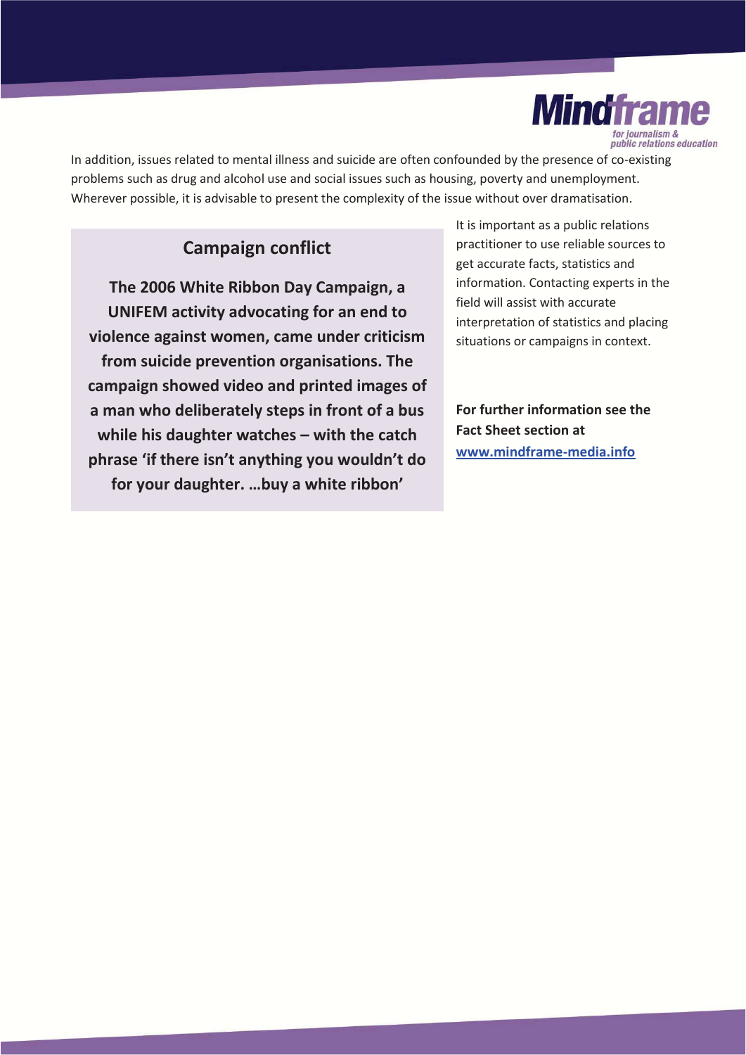In addition, issues related to mental illness and suicide are often confounded by the presence of co-existing problems such as drug and alcohol use and social issues such as housing, poverty and unemployment. Wherever possible, it is advisable to present the complexity of the issue without over dramatisation.

## Campaign conflict

**The 2006 White Ribbon Day Campaign, a UNIFEM activity advocating for an end to violence against women, came under criticism from suicide prevention organisations. The campaign showed video and printed images of a man who deliberately steps in front of a bus while his daughter watches – with the catch phrase 'if there isn't anything you wouldn't do for your daughter. …buy a white ribbon'**

It is important as a public relations practitioner to use reliable sources to get accurate facts, statistics and information. Contacting experts in the field will assist with accurate interpretation of statistics and placing situations or campaigns in context.

**For further information see the Fact Sheet section at [www.mindframe-media.info](http://www.mindframe-media.info)**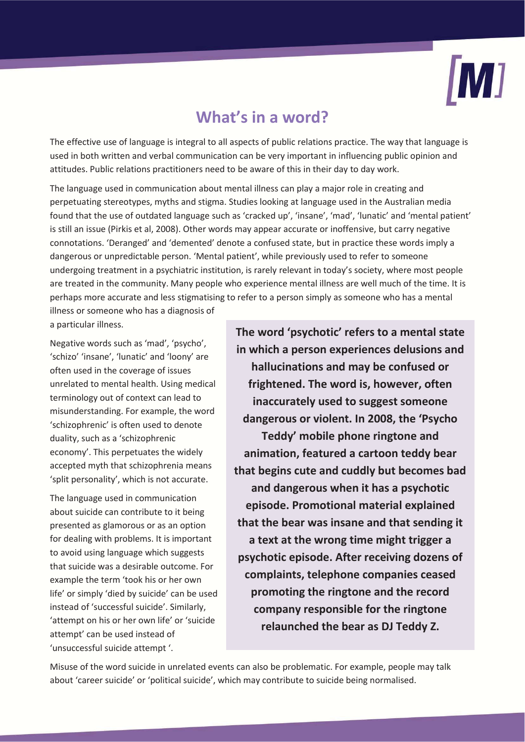# What's in a word?

The effective use of language is integral to all aspects of public relations practice. The way that language is used in both written and verbal communication can be very important in influencing public opinion and attitudes. Public relations practitioners need to be aware of this in their day to day work.

The language used in communication about mental illness can play a major role in creating and perpetuating stereotypes, myths and stigma. Studies looking at language used in the Australian media found that the use of outdated language such as 'cracked up', 'insane', 'mad', 'lunatic' and 'mental patient' is still an issue (Pirkis et al, 2008). Other words may appear accurate or inoffensive, but carry negative connotations. 'Deranged' and 'demented' denote a confused state, but in practice these words imply a dangerous or unpredictable person. 'Mental patient', while previously used to refer to someone undergoing treatment in a psychiatric institution, is rarely relevant in today's society, where most people are treated in the community. Many people who experience mental illness are well much of the time. It is perhaps more accurate and less stigmatising to refer to a person simply as someone who has a mental illness or someone who has a diagnosis of a particular illness.

Negative words such as 'mad', 'psycho', 'schizo' 'insane', 'lunatic' and 'loony' are often used in the coverage of issues unrelated to mental health. Using medical terminology out of context can lead to misunderstanding. For example, the word 'schizophrenic' is often used to denote duality, such as a 'schizophrenic economy'. This perpetuates the widely accepted myth that schizophrenia means 'split personality', which is not accurate.

The language used in communication about suicide can contribute to it being presented as glamorous or as an option for dealing with problems. It is important to avoid using language which suggests that suicide was a desirable outcome. For example the term 'took his or her own life' or simply 'died by suicide' can be used instead of 'successful suicide'. Similarly, 'attempt on his or her own life' or 'suicide attempt' can be used instead of 'unsuccessful suicide attempt '.

**The word 'psychotic' refers to a mental state in which a person experiences delusions and hallucinations and may be confused or frightened. The word is, however, often inaccurately used to suggest someone dangerous or violent. In 2008, the 'Psycho Teddy' mobile phone ringtone and animation, featured a cartoon teddy bear that begins cute and cuddly but becomes bad and dangerous when it has a psychotic episode. Promotional material explained that the bear was insane and that sending it a text at the wrong time might trigger a psychotic episode. After receiving dozens of complaints, telephone companies ceased promoting the ringtone and the record company responsible for the ringtone relaunched the bear as DJ Teddy Z.**

Misuse of the word suicide in unrelated events can also be problematic. For example, people may talk about 'career suicide' or 'political suicide', which may contribute to suicide being normalised.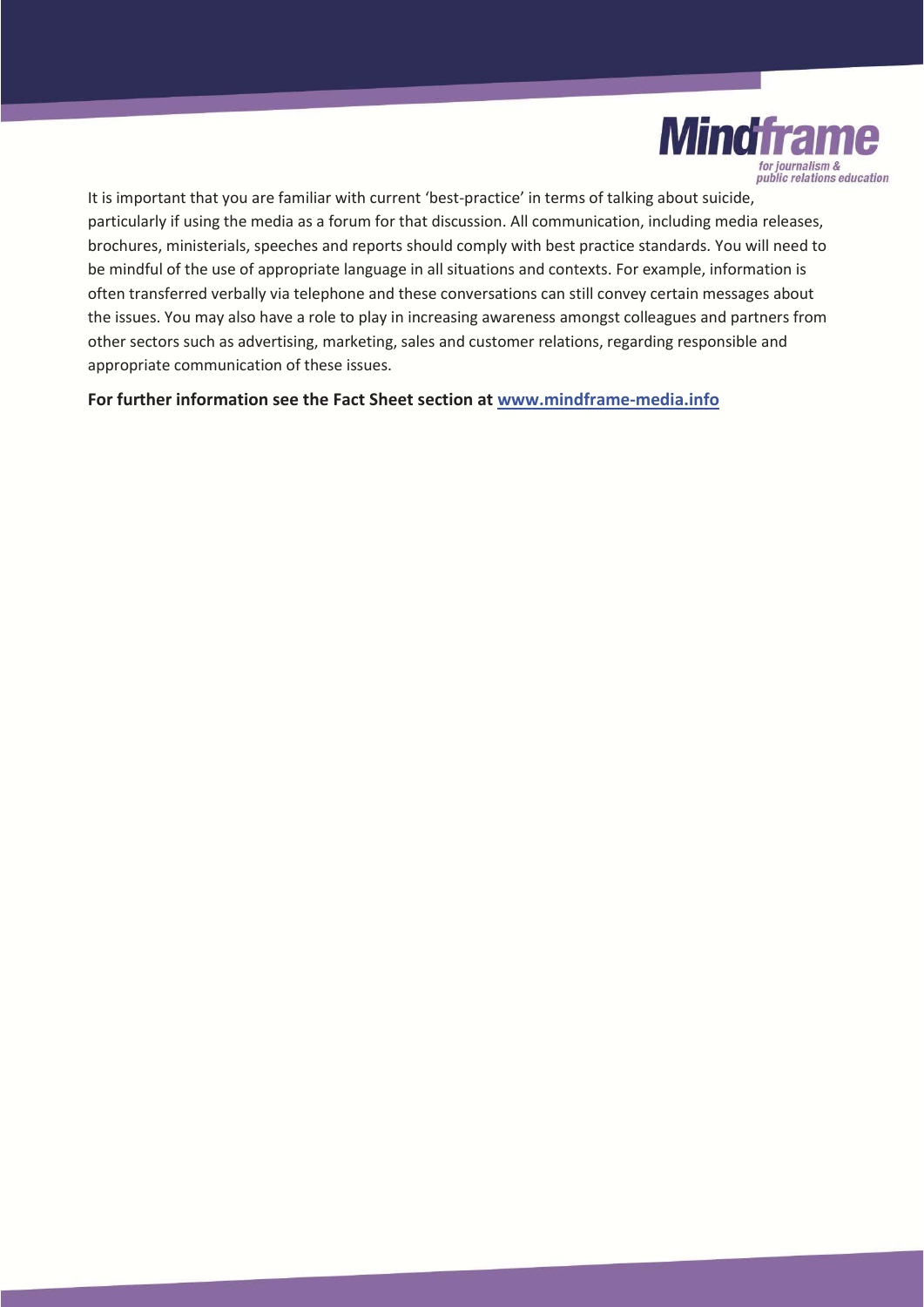It is important that you are familiar with current 'best-practice' in terms of talking about suicide, particularly if using the media as a forum for that discussion. All communication, including media releases, brochures, ministerials, speeches and reports should comply with best practice standards. You will need to be mindful of the use of appropriate language in all situations and contexts. For example, information is often transferred verbally via telephone and these conversations can still convey certain messages about the issues. You may also have a role to play in increasing awareness amongst colleagues and partners from other sectors such as advertising, marketing, sales and customer relations, regarding responsible and appropriate communication of these issues.

**For further information see the Fact Sheet section at [www.mindframe-media.info](http://www.mindframe-media.info)**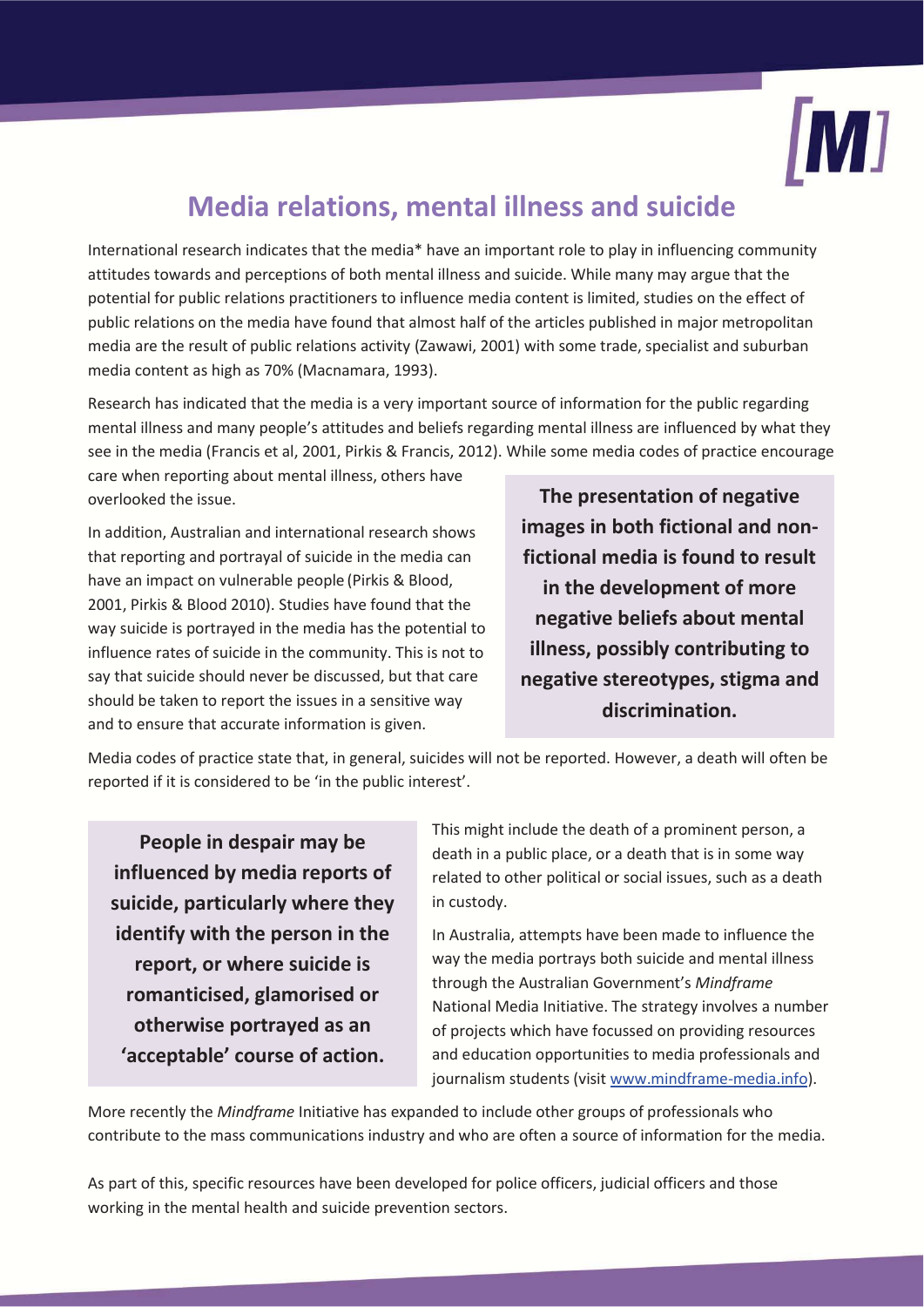# Media relations, mental illness and suicide

International research indicates that the media* have an important role to play in influencing community attitudes towards and perceptions of both mental illness and suicide. While many may argue that the potential for public relations practitioners to influence media content is limited, studies on the effect of public relations on the media have found that almost half of the articles published in major metropolitan media are the result of public relations activity (Zawawi, 2001) with some trade, specialist and suburban media content as high as 70% (Macnamara, 1993).

Research has indicated that the media is a very important source of information for the public regarding mental illness and many people's attitudes and beliefs regarding mental illness are influenced by what they see in the media (Francis et al, 2001, Pirkis & Francis, 2012). While some media codes of practice encourage care when reporting about mental illness, others have overlooked the issue.

> **The presentation of negative images in both fictional and non-fictional media is found to result in the development of more negative beliefs about mental illness, possibly contributing to negative stereotypes, stigma and discrimination.**

In addition, Australian and international research shows that reporting and portrayal of suicide in the media can have an impact on vulnerable people (Pirkis & Blood, 2001, Pirkis & Blood 2010). Studies have found that the way suicide is portrayed in the media has the potential to influence rates of suicide in the community. This is not to say that suicide should never be discussed, but that care should be taken to report the issues in a sensitive way and to ensure that accurate information is given.

Media codes of practice state that, in general, suicides will not be reported. However, a death will often be reported if it is considered to be 'in the public interest'.

> **People in despair may be influenced by media reports of suicide, particularly where they identify with the person in the report, or where suicide is romanticised, glamorised or otherwise portrayed as an 'acceptable' course of action.**

This might include the death of a prominent person, a death in a public place, or a death that is in some way related to other political or social issues, such as a death in custody.

In Australia, attempts have been made to influence the way the media portrays both suicide and mental illness through the Australian Government's *Mindframe* National Media Initiative. The strategy involves a number of projects which have focussed on providing resources and education opportunities to media professionals and journalism students (visit www.mindframe-media.info).

More recently the *Mindframe* Initiative has expanded to include other groups of professionals who contribute to the mass communications industry and who are often a source of information for the media.

As part of this, specific resources have been developed for police officers, judicial officers and those working in the mental health and suicide prevention sectors.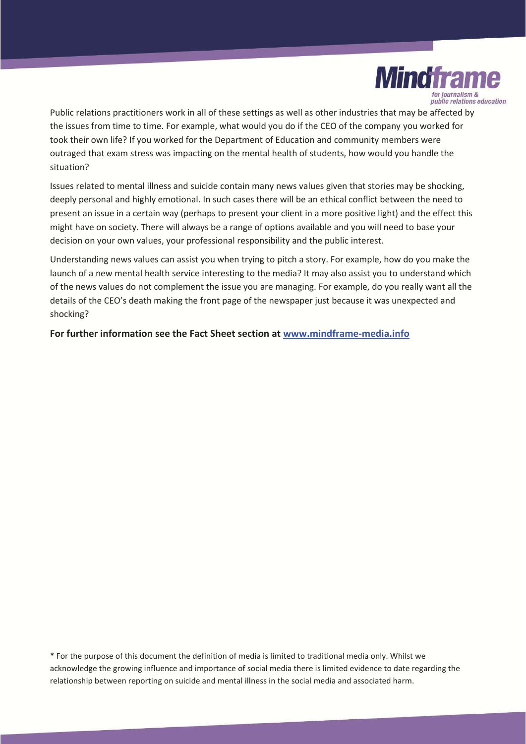Public relations practitioners work in all of these settings as well as other industries that may be affected by the issues from time to time. For example, what would you do if the CEO of the company you worked for took their own life? If you worked for the Department of Education and community members were outraged that exam stress was impacting on the mental health of students, how would you handle the situation?

Issues related to mental illness and suicide contain many news values given that stories may be shocking, deeply personal and highly emotional. In such cases there will be an ethical conflict between the need to present an issue in a certain way (perhaps to present your client in a more positive light) and the effect this might have on society. There will always be a range of options available and you will need to base your decision on your own values, your professional responsibility and the public interest.

Understanding news values can assist you when trying to pitch a story. For example, how do you make the launch of a new mental health service interesting to the media? It may also assist you to understand which of the news values do not complement the issue you are managing. For example, do you really want all the details of the CEO's death making the front page of the newspaper just because it was unexpected and shocking?

**For further information see the Fact Sheet section at [www.mindframe-media.info](http://www.mindframe-media.info)**

* For the purpose of this document the definition of media is limited to traditional media only. Whilst we acknowledge the growing influence and importance of social media there is limited evidence to date regarding the relationship between reporting on suicide and mental illness in the social media and associated harm.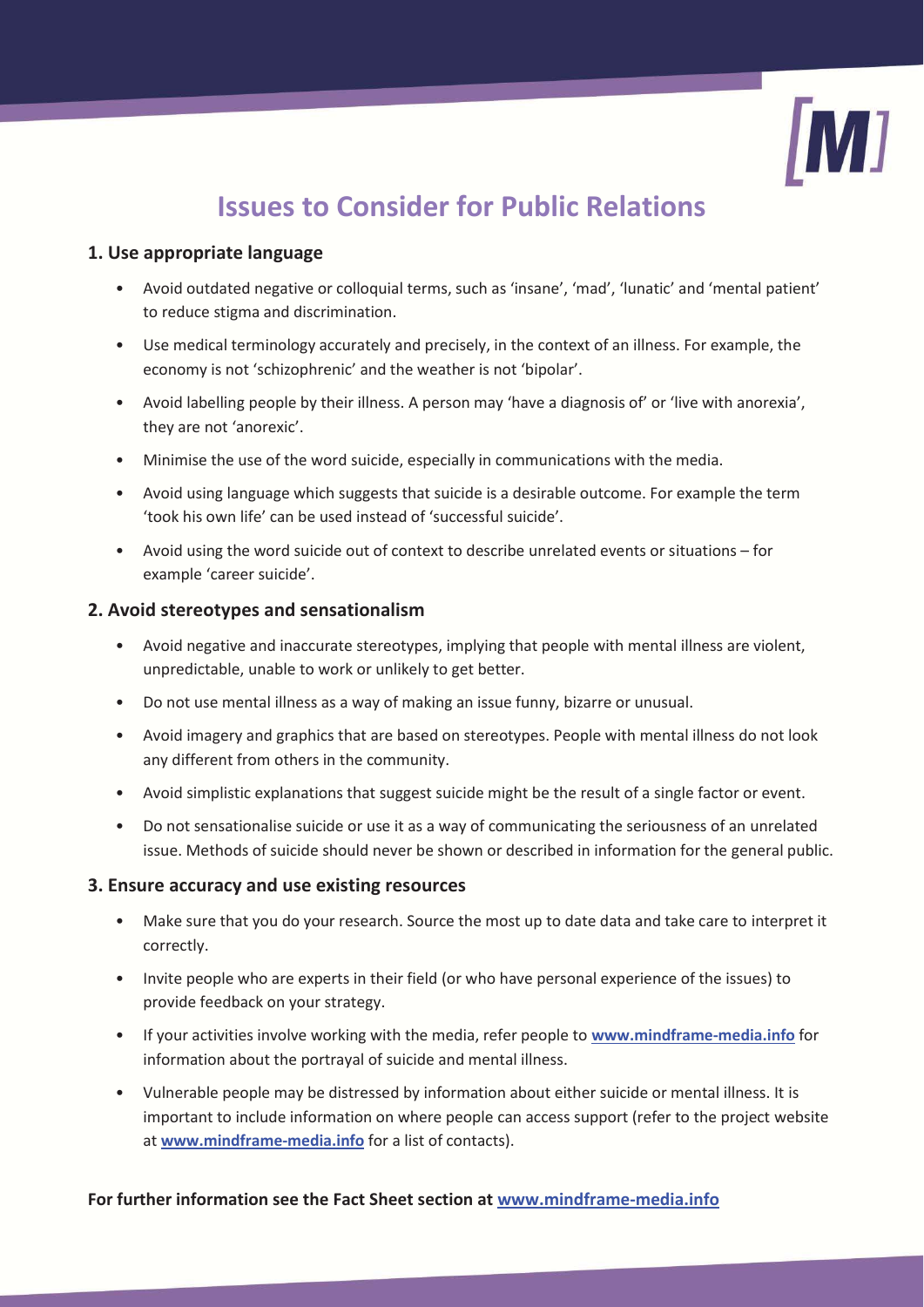# Issues to Consider for Public Relations

## 1. Use appropriate language

- Avoid outdated negative or colloquial terms, such as 'insane', 'mad', 'lunatic' and 'mental patient' to reduce stigma and discrimination.
- Use medical terminology accurately and precisely, in the context of an illness. For example, the economy is not 'schizophrenic' and the weather is not 'bipolar'.
- Avoid labelling people by their illness. A person may 'have a diagnosis of' or 'live with anorexia', they are not 'anorexic'.
- Minimise the use of the word suicide, especially in communications with the media.
- Avoid using language which suggests that suicide is a desirable outcome. For example the term 'took his own life' can be used instead of 'successful suicide'.
- Avoid using the word suicide out of context to describe unrelated events or situations – for example 'career suicide'.

## 2. Avoid stereotypes and sensationalism

- Avoid negative and inaccurate stereotypes, implying that people with mental illness are violent, unpredictable, unable to work or unlikely to get better.
- Do not use mental illness as a way of making an issue funny, bizarre or unusual.
- Avoid imagery and graphics that are based on stereotypes. People with mental illness do not look any different from others in the community.
- Avoid simplistic explanations that suggest suicide might be the result of a single factor or event.
- Do not sensationalise suicide or use it as a way of communicating the seriousness of an unrelated issue. Methods of suicide should never be shown or described in information for the general public.

## 3. Ensure accuracy and use existing resources

- Make sure that you do your research. Source the most up to date data and take care to interpret it correctly.
- Invite people who are experts in their field (or who have personal experience of the issues) to provide feedback on your strategy.
- If your activities involve working with the media, refer people to **www.mindframe-media.info** for information about the portrayal of suicide and mental illness.
- Vulnerable people may be distressed by information about either suicide or mental illness. It is important to include information on where people can access support (refer to the project website at **www.mindframe-media.info** for a list of contacts).

**For further information see the Fact Sheet section at www.mindframe-media.info**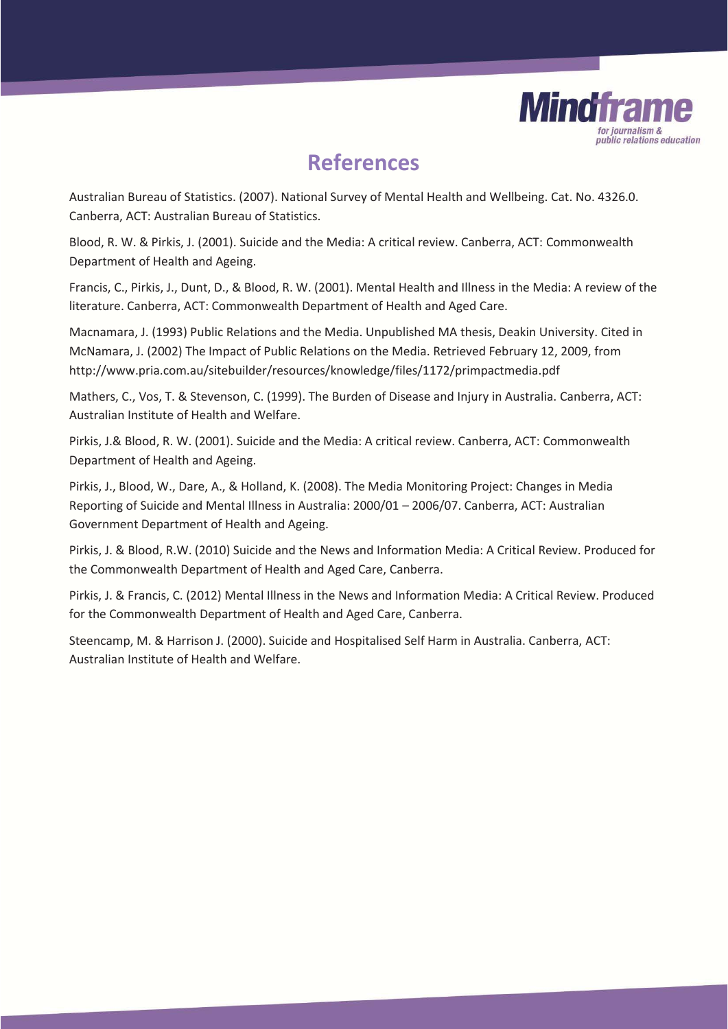# References

Australian Bureau of Statistics. (2007). National Survey of Mental Health and Wellbeing. Cat. No. 4326.0. Canberra, ACT: Australian Bureau of Statistics.

Blood, R. W. & Pirkis, J. (2001). Suicide and the Media: A critical review. Canberra, ACT: Commonwealth Department of Health and Ageing.

Francis, C., Pirkis, J., Dunt, D., & Blood, R. W. (2001). Mental Health and Illness in the Media: A review of the literature. Canberra, ACT: Commonwealth Department of Health and Aged Care.

Macnamara, J. (1993) Public Relations and the Media. Unpublished MA thesis, Deakin University. Cited in McNamara, J. (2002) The Impact of Public Relations on the Media. Retrieved February 12, 2009, from http://www.pria.com.au/sitebuilder/resources/knowledge/files/1172/primpactmedia.pdf

Mathers, C., Vos, T. & Stevenson, C. (1999). The Burden of Disease and Injury in Australia. Canberra, ACT: Australian Institute of Health and Welfare.

Pirkis, J.& Blood, R. W. (2001). Suicide and the Media: A critical review. Canberra, ACT: Commonwealth Department of Health and Ageing.

Pirkis, J., Blood, W., Dare, A., & Holland, K. (2008). The Media Monitoring Project: Changes in Media Reporting of Suicide and Mental Illness in Australia: 2000/01 – 2006/07. Canberra, ACT: Australian Government Department of Health and Ageing.

Pirkis, J. & Blood, R.W. (2010) Suicide and the News and Information Media: A Critical Review. Produced for the Commonwealth Department of Health and Aged Care, Canberra.

Pirkis, J. & Francis, C. (2012) Mental Illness in the News and Information Media: A Critical Review. Produced for the Commonwealth Department of Health and Aged Care, Canberra.

Steencamp, M. & Harrison J. (2000). Suicide and Hospitalised Self Harm in Australia. Canberra, ACT: Australian Institute of Health and Welfare.